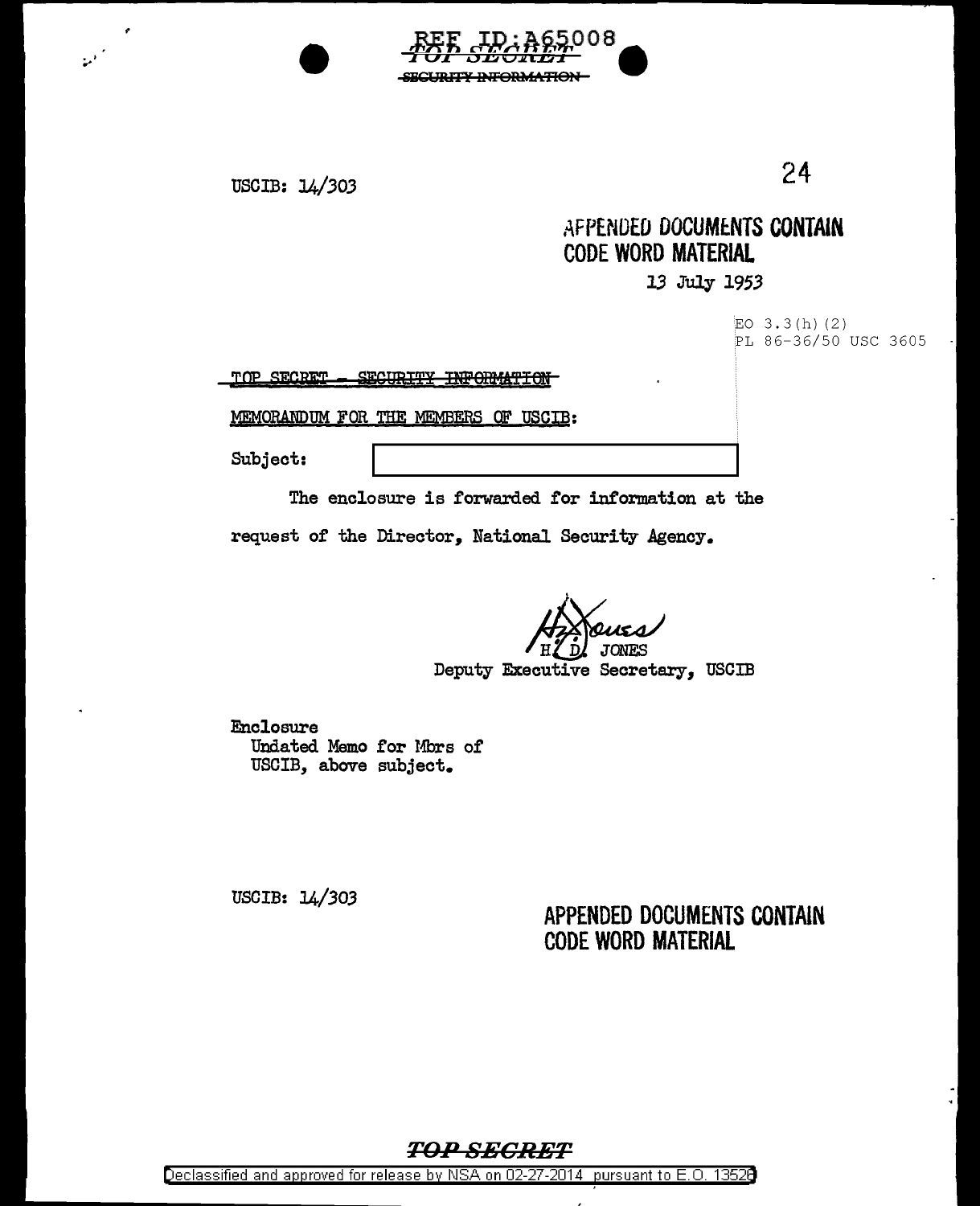REF ID:A65008

~~TOP SECRET~~

~~SECURITY INFORMATION~~

USCIB: 14/303

24

APPENDED DOCUMENTS CONTAIN CODE WORD MATERIAL

13 July 1953

EO 3.3(h)(2)
PL 86-36/50 USC 3605

~~TOP SECRET - SECURITY INFORMATION~~

MEMORANDUM FOR THE MEMBERS OF USCIB:

Subject: [redacted]

The enclosure is forwarded for information at the request of the Director, National Security Agency.

H. D. JONES
Deputy Executive Secretary, USCIB

Enclosure
Undated Memo for Mbrs of USCIB, above subject.

USCIB: 14/303

APPENDED DOCUMENTS CONTAIN CODE WORD MATERIAL

~~TOP SECRET~~

Declassified and approved for release by NSA on 02-27-2014 pursuant to E.O. 13526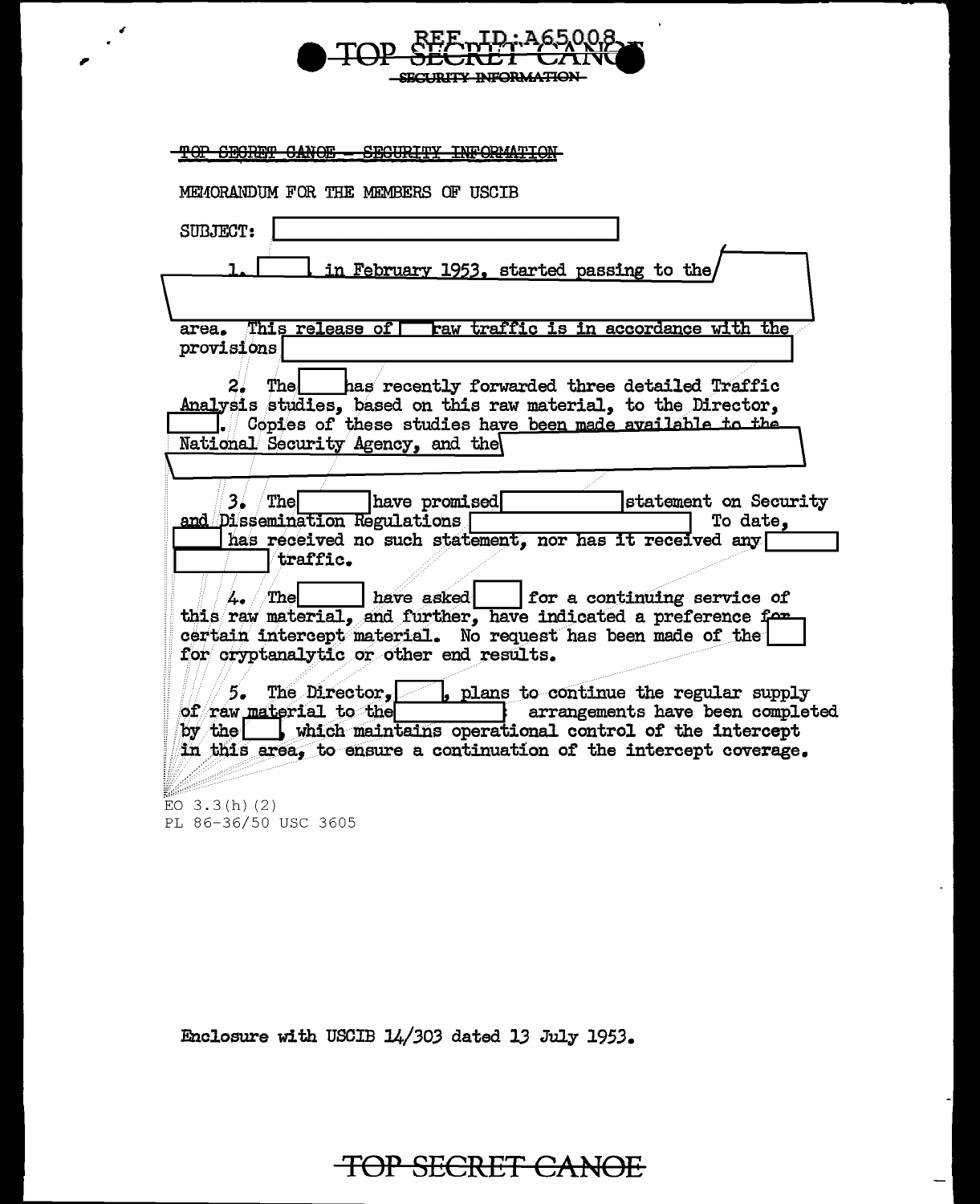TOP SECRET CANOE - SECURITY INFORMATION

MEMORANDUM FOR THE MEMBERS OF USCIB

SUBJECT: [redacted]

1. [redacted] in February 1953, started passing to the [redacted] area. This release of [redacted] raw traffic is in accordance with the provisions [redacted]

2. The [redacted] has recently forwarded three detailed Traffic Analysis studies, based on this raw material, to the Director, [redacted]. Copies of these studies have been made available to the National Security Agency, and the [redacted]

3. The [redacted] have promised [redacted] statement on Security and Dissemination Regulations [redacted] To date, [redacted] has received no such statement, nor has it received any [redacted] traffic.

4. The [redacted] have asked [redacted] for a continuing service of this raw material, and further, have indicated a preference for certain intercept material. No request has been made of the [redacted] for cryptanalytic or other end results.

5. The Director, [redacted], plans to continue the regular supply of raw material to the [redacted] arrangements have been completed by the [redacted], which maintains operational control of the intercept in this area, to ensure a continuation of the intercept coverage.

EO 3.3(h)(2)
PL 86-36/50 USC 3605

Enclosure with USCIB 14/303 dated 13 July 1953.